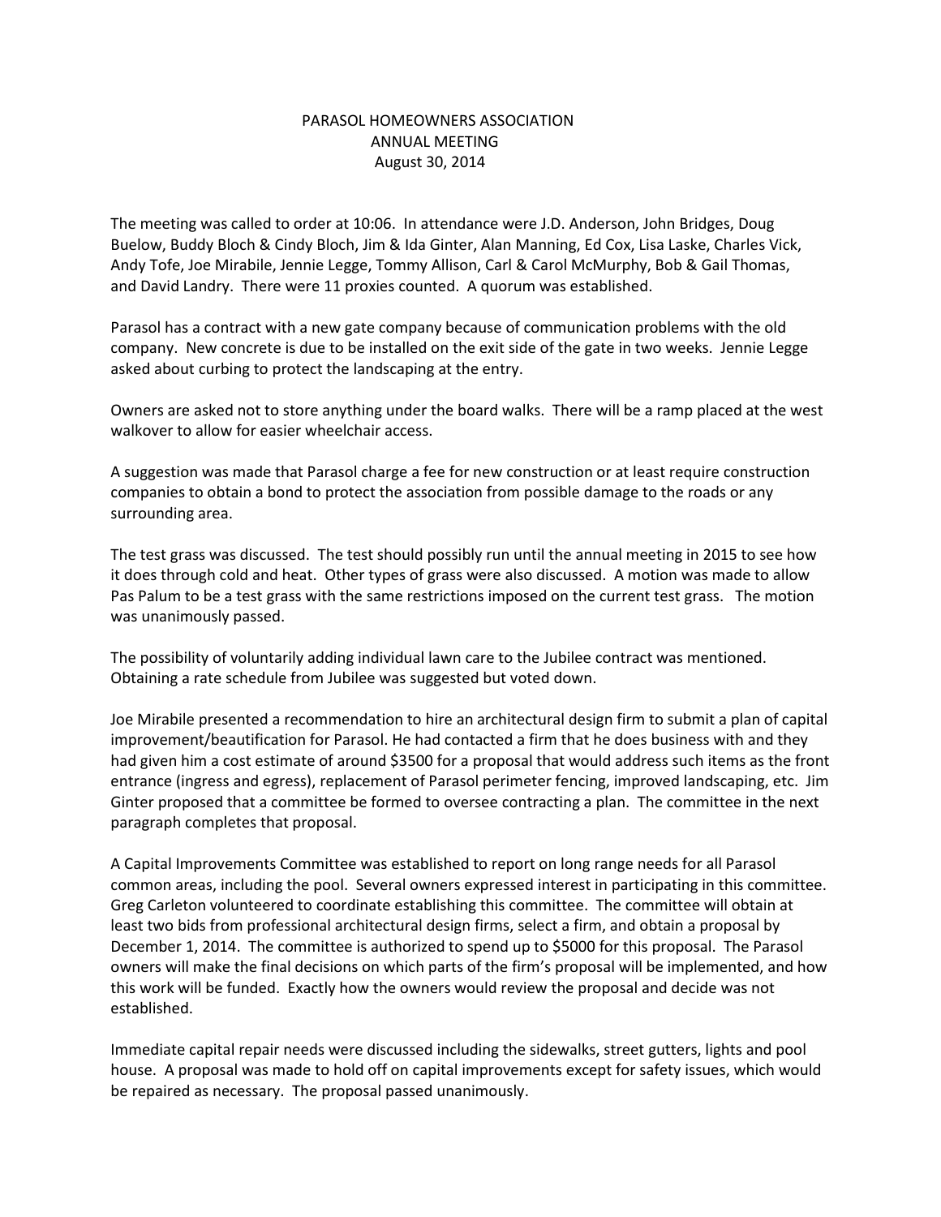# PARASOL HOMEOWNERS ASSOCIATION
## ANNUAL MEETING
### August 30, 2014

The meeting was called to order at 10:06. In attendance were J.D. Anderson, John Bridges, Doug Buelow, Buddy Bloch & Cindy Bloch, Jim & Ida Ginter, Alan Manning, Ed Cox, Lisa Laske, Charles Vick, Andy Tofe, Joe Mirabile, Jennie Legge, Tommy Allison, Carl & Carol McMurphy, Bob & Gail Thomas, and David Landry. There were 11 proxies counted. A quorum was established.

Parasol has a contract with a new gate company because of communication problems with the old company. New concrete is due to be installed on the exit side of the gate in two weeks. Jennie Legge asked about curbing to protect the landscaping at the entry.

Owners are asked not to store anything under the board walks. There will be a ramp placed at the west walkover to allow for easier wheelchair access.

A suggestion was made that Parasol charge a fee for new construction or at least require construction companies to obtain a bond to protect the association from possible damage to the roads or any surrounding area.

The test grass was discussed. The test should possibly run until the annual meeting in 2015 to see how it does through cold and heat. Other types of grass were also discussed. A motion was made to allow Pas Palum to be a test grass with the same restrictions imposed on the current test grass. The motion was unanimously passed.

The possibility of voluntarily adding individual lawn care to the Jubilee contract was mentioned. Obtaining a rate schedule from Jubilee was suggested but voted down.

Joe Mirabile presented a recommendation to hire an architectural design firm to submit a plan of capital improvement/beautification for Parasol. He had contacted a firm that he does business with and they had given him a cost estimate of around $3500 for a proposal that would address such items as the front entrance (ingress and egress), replacement of Parasol perimeter fencing, improved landscaping, etc. Jim Ginter proposed that a committee be formed to oversee contracting a plan. The committee in the next paragraph completes that proposal.

A Capital Improvements Committee was established to report on long range needs for all Parasol common areas, including the pool. Several owners expressed interest in participating in this committee. Greg Carleton volunteered to coordinate establishing this committee. The committee will obtain at least two bids from professional architectural design firms, select a firm, and obtain a proposal by December 1, 2014. The committee is authorized to spend up to $5000 for this proposal. The Parasol owners will make the final decisions on which parts of the firm's proposal will be implemented, and how this work will be funded. Exactly how the owners would review the proposal and decide was not established.

Immediate capital repair needs were discussed including the sidewalks, street gutters, lights and pool house. A proposal was made to hold off on capital improvements except for safety issues, which would be repaired as necessary. The proposal passed unanimously.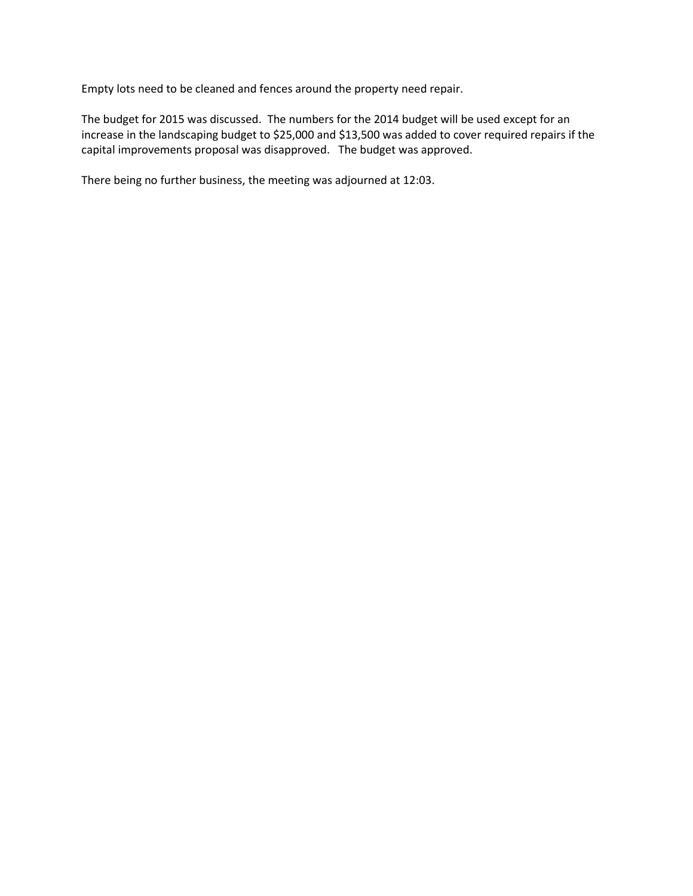Empty lots need to be cleaned and fences around the property need repair.

The budget for 2015 was discussed. The numbers for the 2014 budget will be used except for an increase in the landscaping budget to $25,000 and $13,500 was added to cover required repairs if the capital improvements proposal was disapproved. The budget was approved.

There being no further business, the meeting was adjourned at 12:03.